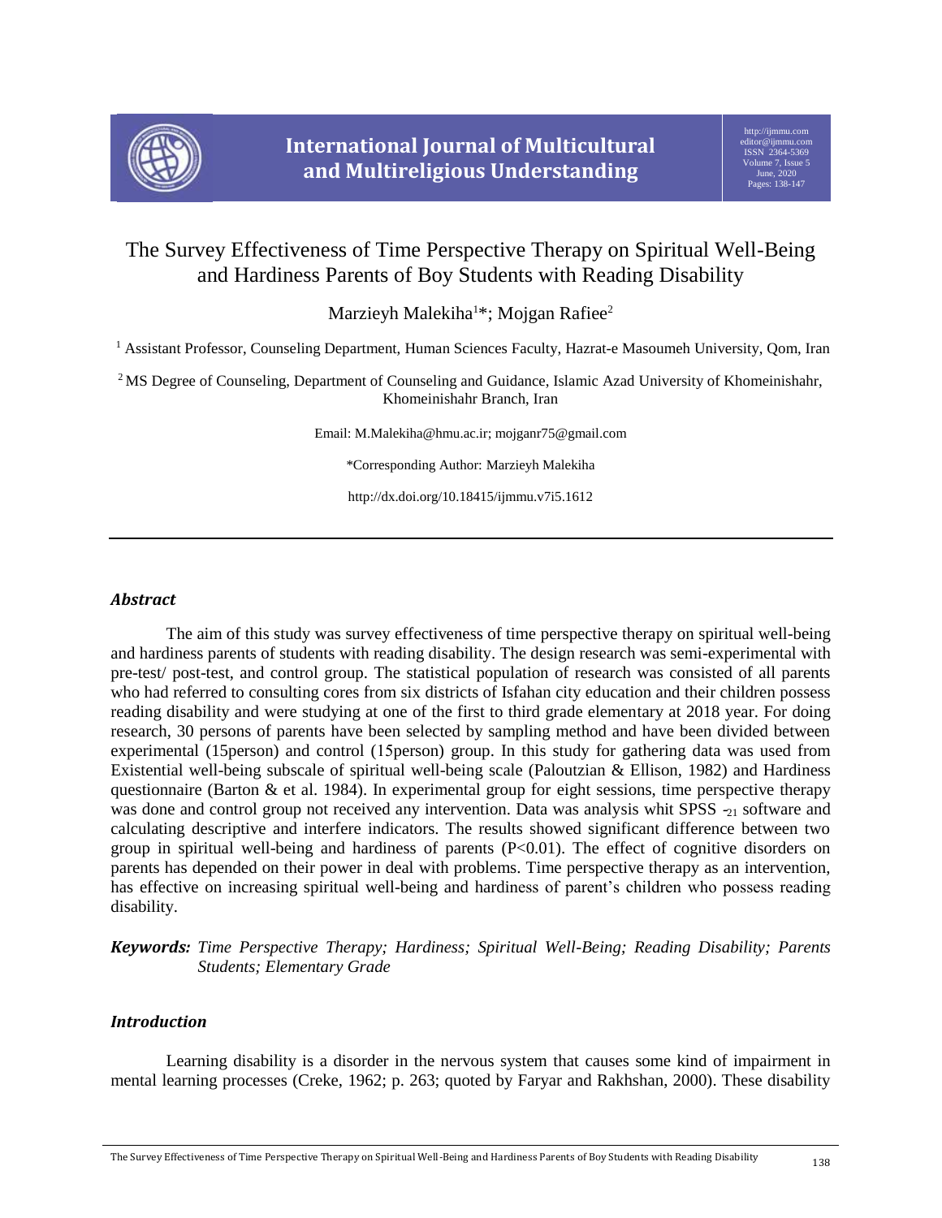# The Survey Effectiveness of Time Perspective Therapy on Spiritual Well-Being and Hardiness Parents of Boy Students with Reading Disability

Marzieyh Malekiha[1]*; Mojgan Rafiee[2]

[1] Assistant Professor, Counseling Department, Human Sciences Faculty, Hazrat-e Masoumeh University, Qom, Iran

[2] MS Degree of Counseling, Department of Counseling and Guidance, Islamic Azad University of Khomeinishahr, Khomeinishahr Branch, Iran

Email: M.Malekiha@hmu.ac.ir; mojganr75@gmail.com

*Corresponding Author: Marzieyh Malekiha

http://dx.doi.org/10.18415/ijmmu.v7i5.1612

---

## *Abstract*

The aim of this study was survey effectiveness of time perspective therapy on spiritual well-being and hardiness parents of students with reading disability. The design research was semi-experimental with pre-test/ post-test, and control group. The statistical population of research was consisted of all parents who had referred to consulting cores from six districts of Isfahan city education and their children possess reading disability and were studying at one of the first to third grade elementary at 2018 year. For doing research, 30 persons of parents have been selected by sampling method and have been divided between experimental (15person) and control (15person) group. In this study for gathering data was used from Existential well-being subscale of spiritual well-being scale (Paloutzian & Ellison, 1982) and Hardiness questionnaire (Barton & et al. 1984). In experimental group for eight sessions, time perspective therapy was done and control group not received any intervention. Data was analysis whit SPSS -$_{21}$ software and calculating descriptive and interfere indicators. The results showed significant difference between two group in spiritual well-being and hardiness of parents ($P<0.01$). The effect of cognitive disorders on parents has depended on their power in deal with problems. Time perspective therapy as an intervention, has effective on increasing spiritual well-being and hardiness of parent's children who possess reading disability.

***Keywords:*** *Time Perspective Therapy; Hardiness; Spiritual Well-Being; Reading Disability; Parents Students; Elementary Grade*

## *Introduction*

Learning disability is a disorder in the nervous system that causes some kind of impairment in mental learning processes (Creke, 1962; p. 263; quoted by Faryar and Rakhshan, 2000). These disability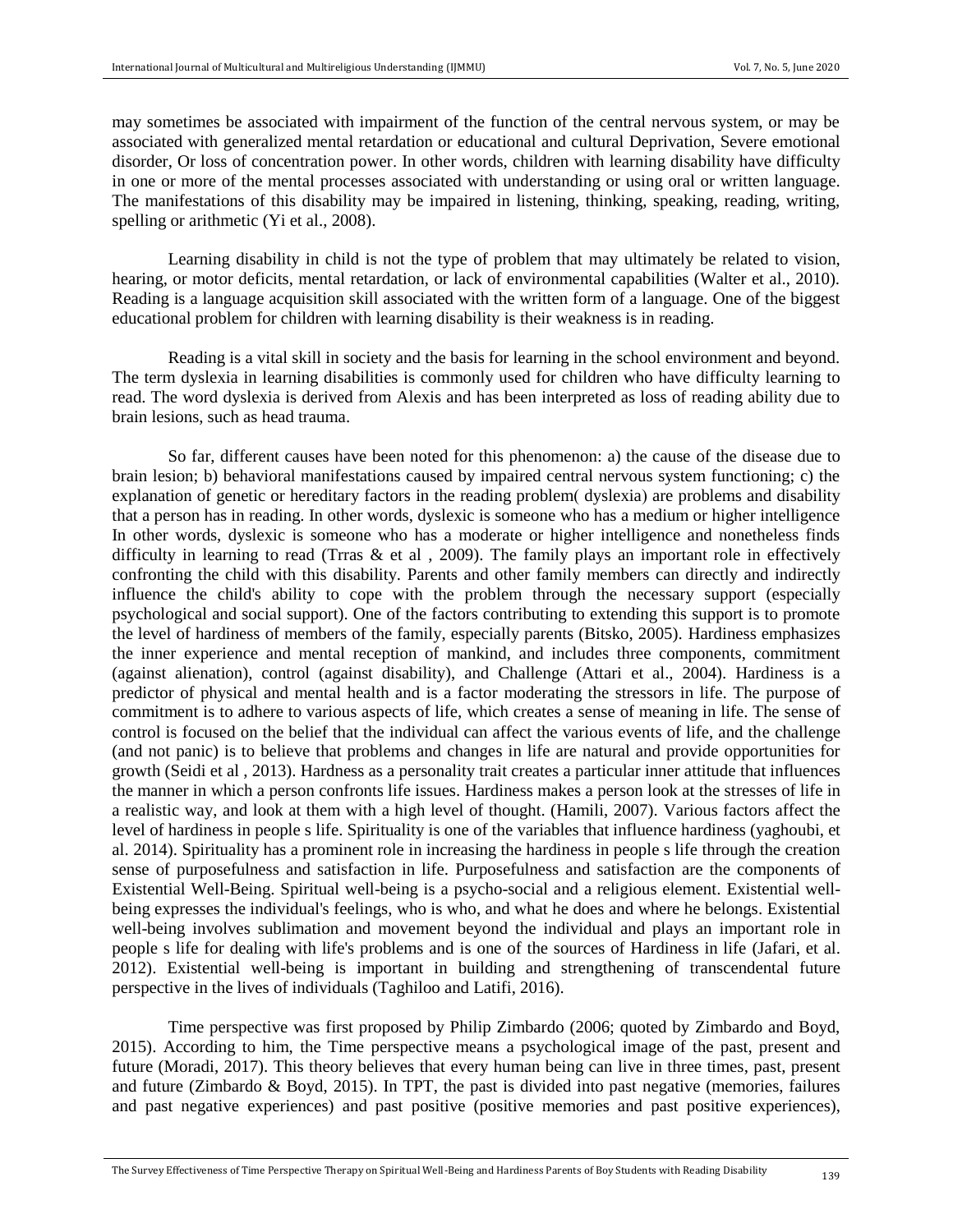may sometimes be associated with impairment of the function of the central nervous system, or may be associated with generalized mental retardation or educational and cultural Deprivation, Severe emotional disorder, Or loss of concentration power. In other words, children with learning disability have difficulty in one or more of the mental processes associated with understanding or using oral or written language. The manifestations of this disability may be impaired in listening, thinking, speaking, reading, writing, spelling or arithmetic (Yi et al., 2008).

Learning disability in child is not the type of problem that may ultimately be related to vision, hearing, or motor deficits, mental retardation, or lack of environmental capabilities (Walter et al., 2010). Reading is a language acquisition skill associated with the written form of a language. One of the biggest educational problem for children with learning disability is their weakness is in reading.

Reading is a vital skill in society and the basis for learning in the school environment and beyond. The term dyslexia in learning disabilities is commonly used for children who have difficulty learning to read. The word dyslexia is derived from Alexis and has been interpreted as loss of reading ability due to brain lesions, such as head trauma.

So far, different causes have been noted for this phenomenon: a) the cause of the disease due to brain lesion; b) behavioral manifestations caused by impaired central nervous system functioning; c) the explanation of genetic or hereditary factors in the reading problem( dyslexia) are problems and disability that a person has in reading. In other words, dyslexic is someone who has a medium or higher intelligence In other words, dyslexic is someone who has a moderate or higher intelligence and nonetheless finds difficulty in learning to read (Trras & et al , 2009). The family plays an important role in effectively confronting the child with this disability. Parents and other family members can directly and indirectly influence the child's ability to cope with the problem through the necessary support (especially psychological and social support). One of the factors contributing to extending this support is to promote the level of hardiness of members of the family, especially parents (Bitsko, 2005). Hardiness emphasizes the inner experience and mental reception of mankind, and includes three components, commitment (against alienation), control (against disability), and Challenge (Attari et al., 2004). Hardiness is a predictor of physical and mental health and is a factor moderating the stressors in life. The purpose of commitment is to adhere to various aspects of life, which creates a sense of meaning in life. The sense of control is focused on the belief that the individual can affect the various events of life, and the challenge (and not panic) is to believe that problems and changes in life are natural and provide opportunities for growth (Seidi et al , 2013). Hardness as a personality trait creates a particular inner attitude that influences the manner in which a person confronts life issues. Hardiness makes a person look at the stresses of life in a realistic way, and look at them with a high level of thought. (Hamili, 2007). Various factors affect the level of hardiness in people s life. Spirituality is one of the variables that influence hardiness (yaghoubi, et al. 2014). Spirituality has a prominent role in increasing the hardiness in people s life through the creation sense of purposefulness and satisfaction in life. Purposefulness and satisfaction are the components of Existential Well-Being. Spiritual well-being is a psycho-social and a religious element. Existential well-being expresses the individual's feelings, who is who, and what he does and where he belongs. Existential well-being involves sublimation and movement beyond the individual and plays an important role in people s life for dealing with life's problems and is one of the sources of Hardiness in life (Jafari, et al. 2012). Existential well-being is important in building and strengthening of transcendental future perspective in the lives of individuals (Taghiloo and Latifi, 2016).

Time perspective was first proposed by Philip Zimbardo (2006; quoted by Zimbardo and Boyd, 2015). According to him, the Time perspective means a psychological image of the past, present and future (Moradi, 2017). This theory believes that every human being can live in three times, past, present and future (Zimbardo & Boyd, 2015). In TPT, the past is divided into past negative (memories, failures and past negative experiences) and past positive (positive memories and past positive experiences),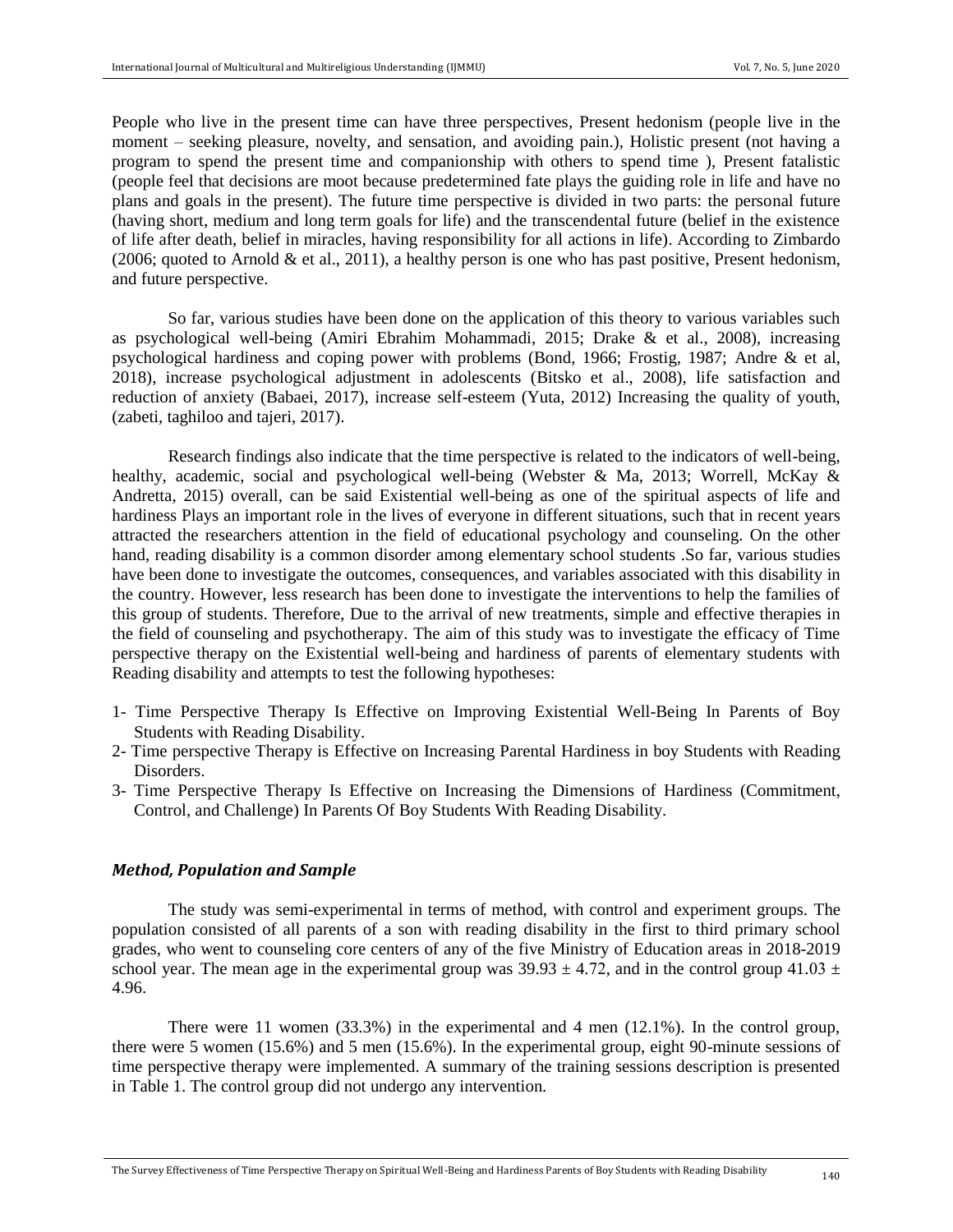People who live in the present time can have three perspectives, Present hedonism (people live in the moment – seeking pleasure, novelty, and sensation, and avoiding pain.), Holistic present (not having a program to spend the present time and companionship with others to spend time ), Present fatalistic (people feel that decisions are moot because predetermined fate plays the guiding role in life and have no plans and goals in the present). The future time perspective is divided in two parts: the personal future (having short, medium and long term goals for life) and the transcendental future (belief in the existence of life after death, belief in miracles, having responsibility for all actions in life). According to Zimbardo (2006; quoted to Arnold & et al., 2011), a healthy person is one who has past positive, Present hedonism, and future perspective.

So far, various studies have been done on the application of this theory to various variables such as psychological well-being (Amiri Ebrahim Mohammadi, 2015; Drake & et al., 2008), increasing psychological hardiness and coping power with problems (Bond, 1966; Frostig, 1987; Andre & et al, 2018), increase psychological adjustment in adolescents (Bitsko et al., 2008), life satisfaction and reduction of anxiety (Babaei, 2017), increase self-esteem (Yuta, 2012) Increasing the quality of youth, (zabeti, taghiloo and tajeri, 2017).

Research findings also indicate that the time perspective is related to the indicators of well-being, healthy, academic, social and psychological well-being (Webster & Ma, 2013; Worrell, McKay & Andretta, 2015) overall, can be said Existential well-being as one of the spiritual aspects of life and hardiness Plays an important role in the lives of everyone in different situations, such that in recent years attracted the researchers attention in the field of educational psychology and counseling. On the other hand, reading disability is a common disorder among elementary school students .So far, various studies have been done to investigate the outcomes, consequences, and variables associated with this disability in the country. However, less research has been done to investigate the interventions to help the families of this group of students. Therefore, Due to the arrival of new treatments, simple and effective therapies in the field of counseling and psychotherapy. The aim of this study was to investigate the efficacy of Time perspective therapy on the Existential well-being and hardiness of parents of elementary students with Reading disability and attempts to test the following hypotheses:

1- Time Perspective Therapy Is Effective on Improving Existential Well-Being In Parents of Boy Students with Reading Disability.
2- Time perspective Therapy is Effective on Increasing Parental Hardiness in boy Students with Reading Disorders.
3- Time Perspective Therapy Is Effective on Increasing the Dimensions of Hardiness (Commitment, Control, and Challenge) In Parents Of Boy Students With Reading Disability.

### *Method, Population and Sample*

The study was semi-experimental in terms of method, with control and experiment groups. The population consisted of all parents of a son with reading disability in the first to third primary school grades, who went to counseling core centers of any of the five Ministry of Education areas in 2018-2019 school year. The mean age in the experimental group was $39.93 \pm 4.72$, and in the control group $41.03 \pm 4.96$.

There were 11 women (33.3%) in the experimental and 4 men (12.1%). In the control group, there were 5 women (15.6%) and 5 men (15.6%). In the experimental group, eight 90-minute sessions of time perspective therapy were implemented. A summary of the training sessions description is presented in Table 1. The control group did not undergo any intervention.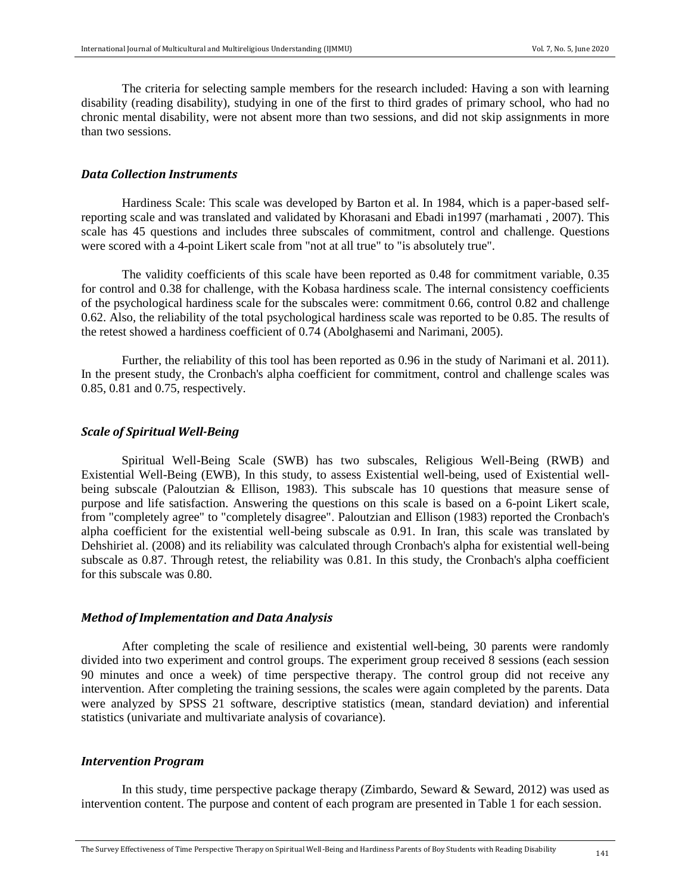The criteria for selecting sample members for the research included: Having a son with learning disability (reading disability), studying in one of the first to third grades of primary school, who had no chronic mental disability, were not absent more than two sessions, and did not skip assignments in more than two sessions.

### *Data Collection Instruments*

Hardiness Scale: This scale was developed by Barton et al. In 1984, which is a paper-based self-reporting scale and was translated and validated by Khorasani and Ebadi in1997 (marhamati , 2007). This scale has 45 questions and includes three subscales of commitment, control and challenge. Questions were scored with a 4-point Likert scale from "not at all true" to "is absolutely true".

The validity coefficients of this scale have been reported as 0.48 for commitment variable, 0.35 for control and 0.38 for challenge, with the Kobasa hardiness scale. The internal consistency coefficients of the psychological hardiness scale for the subscales were: commitment 0.66, control 0.82 and challenge 0.62. Also, the reliability of the total psychological hardiness scale was reported to be 0.85. The results of the retest showed a hardiness coefficient of 0.74 (Abolghasemi and Narimani, 2005).

Further, the reliability of this tool has been reported as 0.96 in the study of Narimani et al. 2011). In the present study, the Cronbach's alpha coefficient for commitment, control and challenge scales was 0.85, 0.81 and 0.75, respectively.

### *Scale of Spiritual Well-Being*

Spiritual Well-Being Scale (SWB) has two subscales, Religious Well-Being (RWB) and Existential Well-Being (EWB), In this study, to assess Existential well-being, used of Existential well-being subscale (Paloutzian & Ellison, 1983). This subscale has 10 questions that measure sense of purpose and life satisfaction. Answering the questions on this scale is based on a 6-point Likert scale, from "completely agree" to "completely disagree". Paloutzian and Ellison (1983) reported the Cronbach's alpha coefficient for the existential well-being subscale as 0.91. In Iran, this scale was translated by Dehshiriet al. (2008) and its reliability was calculated through Cronbach's alpha for existential well-being subscale as 0.87. Through retest, the reliability was 0.81. In this study, the Cronbach's alpha coefficient for this subscale was 0.80.

### *Method of Implementation and Data Analysis*

After completing the scale of resilience and existential well-being, 30 parents were randomly divided into two experiment and control groups. The experiment group received 8 sessions (each session 90 minutes and once a week) of time perspective therapy. The control group did not receive any intervention. After completing the training sessions, the scales were again completed by the parents. Data were analyzed by SPSS 21 software, descriptive statistics (mean, standard deviation) and inferential statistics (univariate and multivariate analysis of covariance).

### *Intervention Program*

In this study, time perspective package therapy (Zimbardo, Seward & Seward, 2012) was used as intervention content. The purpose and content of each program are presented in Table 1 for each session.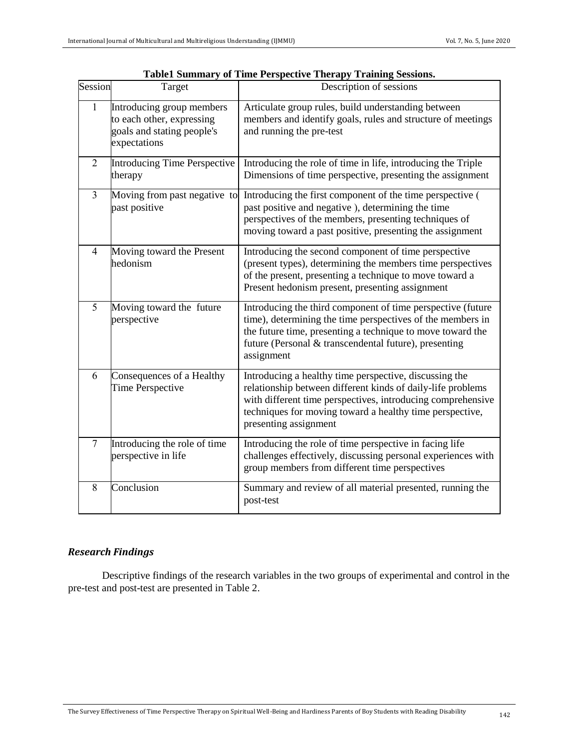**Table1 Summary of Time Perspective Therapy Training Sessions.**

| Session | Target | Description of sessions |
|---|---|---|
| 1 | Introducing group members to each other, expressing goals and stating people's expectations | Articulate group rules, build understanding between members and identify goals, rules and structure of meetings and running the pre-test |
| 2 | Introducing Time Perspective therapy | Introducing the role of time in life, introducing the Triple Dimensions of time perspective, presenting the assignment |
| 3 | Moving from past negative to past positive | Introducing the first component of the time perspective ( past positive and negative ), determining the time perspectives of the members, presenting techniques of moving toward a past positive, presenting the assignment |
| 4 | Moving toward the Present hedonism | Introducing the second component of time perspective (present types), determining the members time perspectives of the present, presenting a technique to move toward a Present hedonism present, presenting assignment |
| 5 | Moving toward the future perspective | Introducing the third component of time perspective (future time), determining the time perspectives of the members in the future time, presenting a technique to move toward the future (Personal & transcendental future), presenting assignment |
| 6 | Consequences of a Healthy Time Perspective | Introducing a healthy time perspective, discussing the relationship between different kinds of daily-life problems with different time perspectives, introducing comprehensive techniques for moving toward a healthy time perspective, presenting assignment |
| 7 | Introducing the role of time perspective in life | Introducing the role of time perspective in facing life challenges effectively, discussing personal experiences with group members from different time perspectives |
| 8 | Conclusion | Summary and review of all material presented, running the post-test |

### *Research Findings*

Descriptive findings of the research variables in the two groups of experimental and control in the pre-test and post-test are presented in Table 2.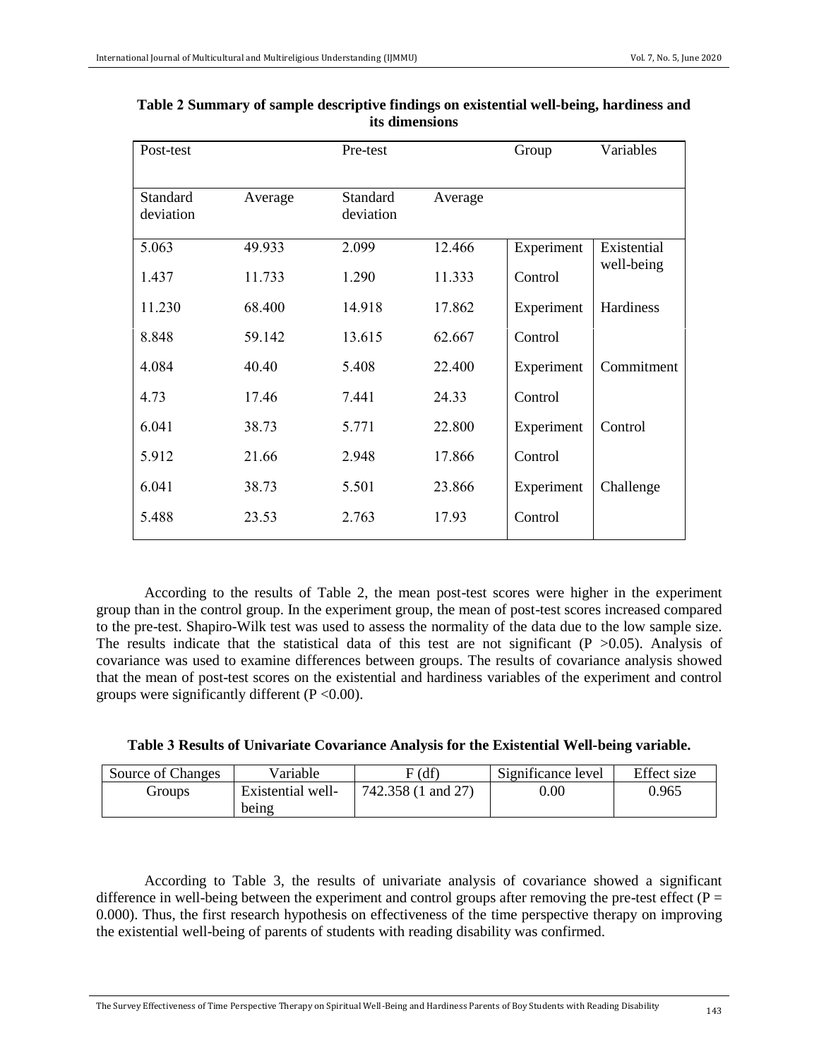**Table 2 Summary of sample descriptive findings on existential well-being, hardiness and its dimensions**

| Post-test | | Pre-test | | Group | Variables |
|---|---|---|---|---|---|
| Standard deviation | Average | Standard deviation | Average | | |
| 5.063 | 49.933 | 2.099 | 12.466 | Experiment | Existential well-being |
| 1.437 | 11.733 | 1.290 | 11.333 | Control | |
| 11.230 | 68.400 | 14.918 | 17.862 | Experiment | Hardiness |
| 8.848 | 59.142 | 13.615 | 62.667 | Control | |
| 4.084 | 40.40 | 5.408 | 22.400 | Experiment | Commitment |
| 4.73 | 17.46 | 7.441 | 24.33 | Control | |
| 6.041 | 38.73 | 5.771 | 22.800 | Experiment | Control |
| 5.912 | 21.66 | 2.948 | 17.866 | Control | |
| 6.041 | 38.73 | 5.501 | 23.866 | Experiment | Challenge |
| 5.488 | 23.53 | 2.763 | 17.93 | Control | |

According to the results of Table 2, the mean post-test scores were higher in the experiment group than in the control group. In the experiment group, the mean of post-test scores increased compared to the pre-test. Shapiro-Wilk test was used to assess the normality of the data due to the low sample size. The results indicate that the statistical data of this test are not significant ($P > 0.05$). Analysis of covariance was used to examine differences between groups. The results of covariance analysis showed that the mean of post-test scores on the existential and hardiness variables of the experiment and control groups were significantly different ($P < 0.00$).

**Table 3 Results of Univariate Covariance Analysis for the Existential Well-being variable.**

| Source of Changes | Variable | F (df) | Significance level | Effect size |
|---|---|---|---|---|
| Groups | Existential well-being | 742.358 (1 and 27) | 0.00 | 0.965 |

According to Table 3, the results of univariate analysis of covariance showed a significant difference in well-being between the experiment and control groups after removing the pre-test effect ($P = 0.000$). Thus, the first research hypothesis on effectiveness of the time perspective therapy on improving the existential well-being of parents of students with reading disability was confirmed.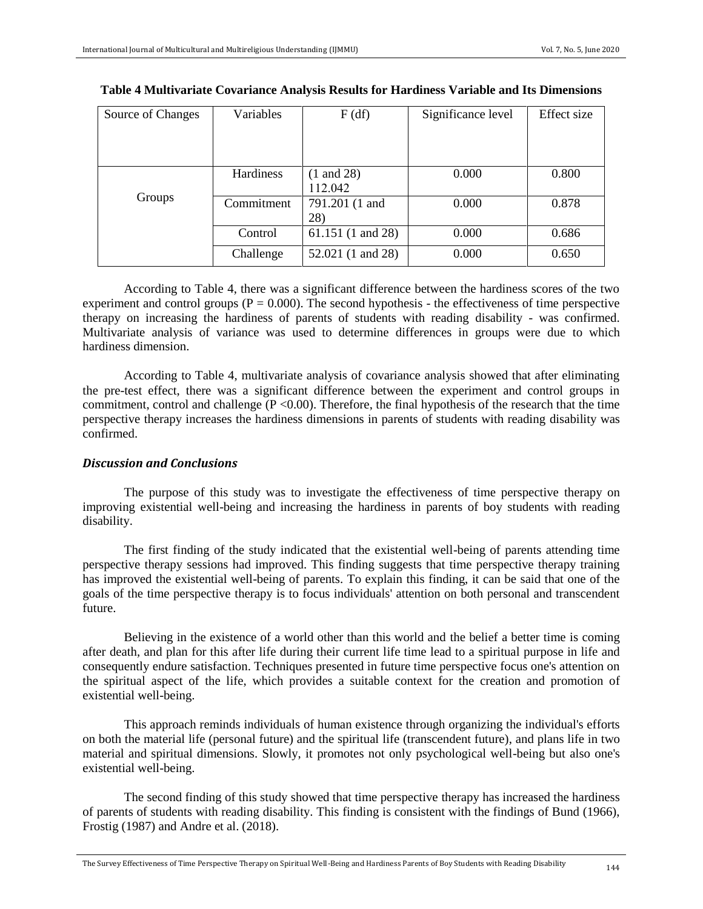**Table 4 Multivariate Covariance Analysis Results for Hardiness Variable and Its Dimensions**

| Source of Changes | Variables | F (df) | Significance level | Effect size |
|---|---|---|---|---|
| Groups | Hardiness | (1 and 28) 112.042 | 0.000 | 0.800 |
| | Commitment | 791.201 (1 and 28) | 0.000 | 0.878 |
| | Control | 61.151 (1 and 28) | 0.000 | 0.686 |
| | Challenge | 52.021 (1 and 28) | 0.000 | 0.650 |

According to Table 4, there was a significant difference between the hardiness scores of the two experiment and control groups ($P = 0.000$). The second hypothesis - the effectiveness of time perspective therapy on increasing the hardiness of parents of students with reading disability - was confirmed. Multivariate analysis of variance was used to determine differences in groups were due to which hardiness dimension.

According to Table 4, multivariate analysis of covariance analysis showed that after eliminating the pre-test effect, there was a significant difference between the experiment and control groups in commitment, control and challenge ($P < 0.00$). Therefore, the final hypothesis of the research that the time perspective therapy increases the hardiness dimensions in parents of students with reading disability was confirmed.

### *Discussion and Conclusions*

The purpose of this study was to investigate the effectiveness of time perspective therapy on improving existential well-being and increasing the hardiness in parents of boy students with reading disability.

The first finding of the study indicated that the existential well-being of parents attending time perspective therapy sessions had improved. This finding suggests that time perspective therapy training has improved the existential well-being of parents. To explain this finding, it can be said that one of the goals of the time perspective therapy is to focus individuals' attention on both personal and transcendent future.

Believing in the existence of a world other than this world and the belief a better time is coming after death, and plan for this after life during their current life time lead to a spiritual purpose in life and consequently endure satisfaction. Techniques presented in future time perspective focus one's attention on the spiritual aspect of the life, which provides a suitable context for the creation and promotion of existential well-being.

This approach reminds individuals of human existence through organizing the individual's efforts on both the material life (personal future) and the spiritual life (transcendent future), and plans life in two material and spiritual dimensions. Slowly, it promotes not only psychological well-being but also one's existential well-being.

The second finding of this study showed that time perspective therapy has increased the hardiness of parents of students with reading disability. This finding is consistent with the findings of Bund (1966), Frostig (1987) and Andre et al. (2018).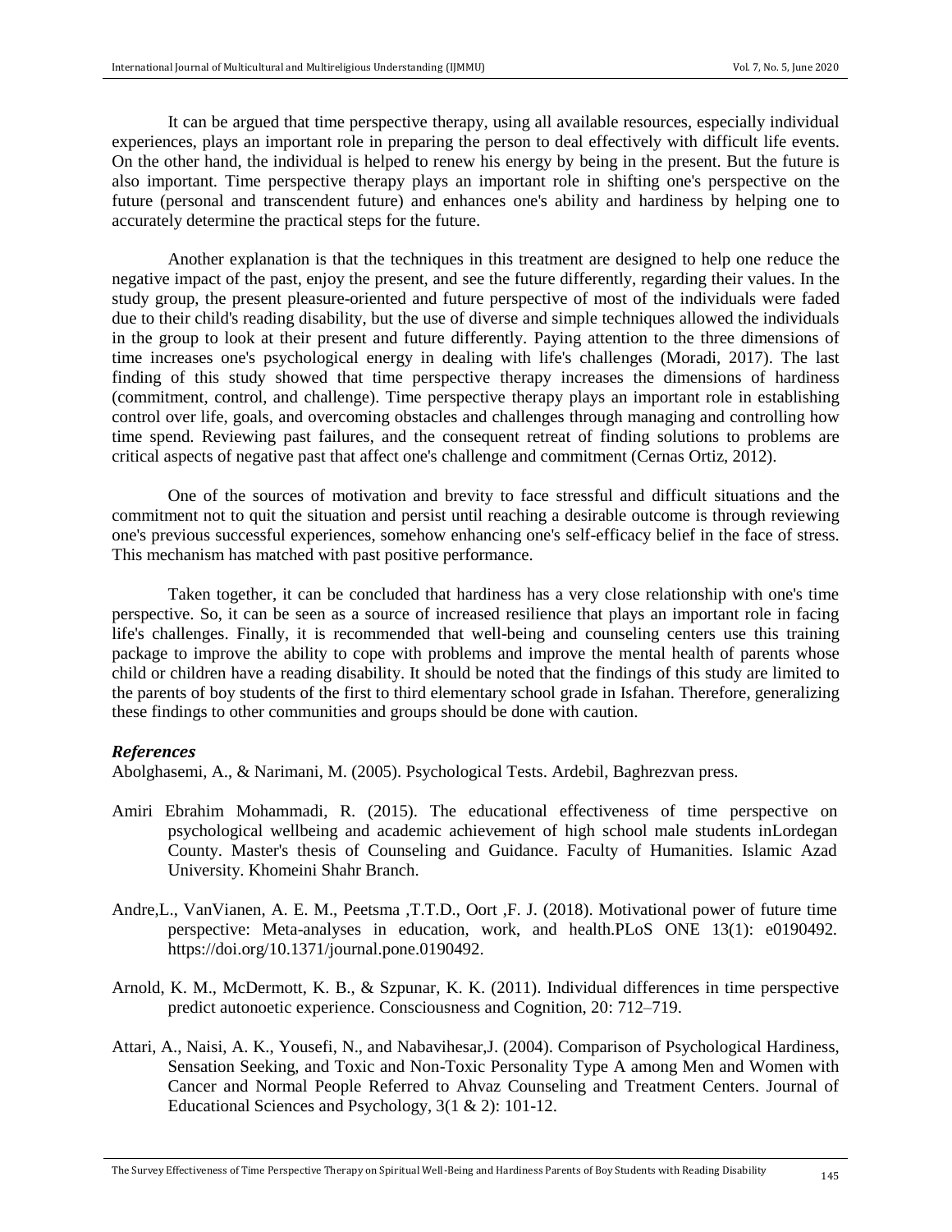It can be argued that time perspective therapy, using all available resources, especially individual experiences, plays an important role in preparing the person to deal effectively with difficult life events. On the other hand, the individual is helped to renew his energy by being in the present. But the future is also important. Time perspective therapy plays an important role in shifting one's perspective on the future (personal and transcendent future) and enhances one's ability and hardiness by helping one to accurately determine the practical steps for the future.

Another explanation is that the techniques in this treatment are designed to help one reduce the negative impact of the past, enjoy the present, and see the future differently, regarding their values. In the study group, the present pleasure-oriented and future perspective of most of the individuals were faded due to their child's reading disability, but the use of diverse and simple techniques allowed the individuals in the group to look at their present and future differently. Paying attention to the three dimensions of time increases one's psychological energy in dealing with life's challenges (Moradi, 2017). The last finding of this study showed that time perspective therapy increases the dimensions of hardiness (commitment, control, and challenge). Time perspective therapy plays an important role in establishing control over life, goals, and overcoming obstacles and challenges through managing and controlling how time spend. Reviewing past failures, and the consequent retreat of finding solutions to problems are critical aspects of negative past that affect one's challenge and commitment (Cernas Ortiz, 2012).

One of the sources of motivation and brevity to face stressful and difficult situations and the commitment not to quit the situation and persist until reaching a desirable outcome is through reviewing one's previous successful experiences, somehow enhancing one's self-efficacy belief in the face of stress. This mechanism has matched with past positive performance.

Taken together, it can be concluded that hardiness has a very close relationship with one's time perspective. So, it can be seen as a source of increased resilience that plays an important role in facing life's challenges. Finally, it is recommended that well-being and counseling centers use this training package to improve the ability to cope with problems and improve the mental health of parents whose child or children have a reading disability. It should be noted that the findings of this study are limited to the parents of boy students of the first to third elementary school grade in Isfahan. Therefore, generalizing these findings to other communities and groups should be done with caution.

### *References*

Abolghasemi, A., & Narimani, M. (2005). Psychological Tests. Ardebil, Baghrezvan press.

Amiri Ebrahim Mohammadi, R. (2015). The educational effectiveness of time perspective on psychological wellbeing and academic achievement of high school male students inLordegan County. Master's thesis of Counseling and Guidance. Faculty of Humanities. Islamic Azad University. Khomeini Shahr Branch.

Andre,L., VanVianen, A. E. M., Peetsma ,T.T.D., Oort ,F. J. (2018). Motivational power of future time perspective: Meta-analyses in education, work, and health.PLoS ONE 13(1): e0190492. https://doi.org/10.1371/journal.pone.0190492.

Arnold, K. M., McDermott, K. B., & Szpunar, K. K. (2011). Individual differences in time perspective predict autonoetic experience. Consciousness and Cognition, 20: 712–719.

Attari, A., Naisi, A. K., Yousefi, N., and Nabavihesar,J. (2004). Comparison of Psychological Hardiness, Sensation Seeking, and Toxic and Non-Toxic Personality Type A among Men and Women with Cancer and Normal People Referred to Ahvaz Counseling and Treatment Centers. Journal of Educational Sciences and Psychology, 3(1 & 2): 101-12.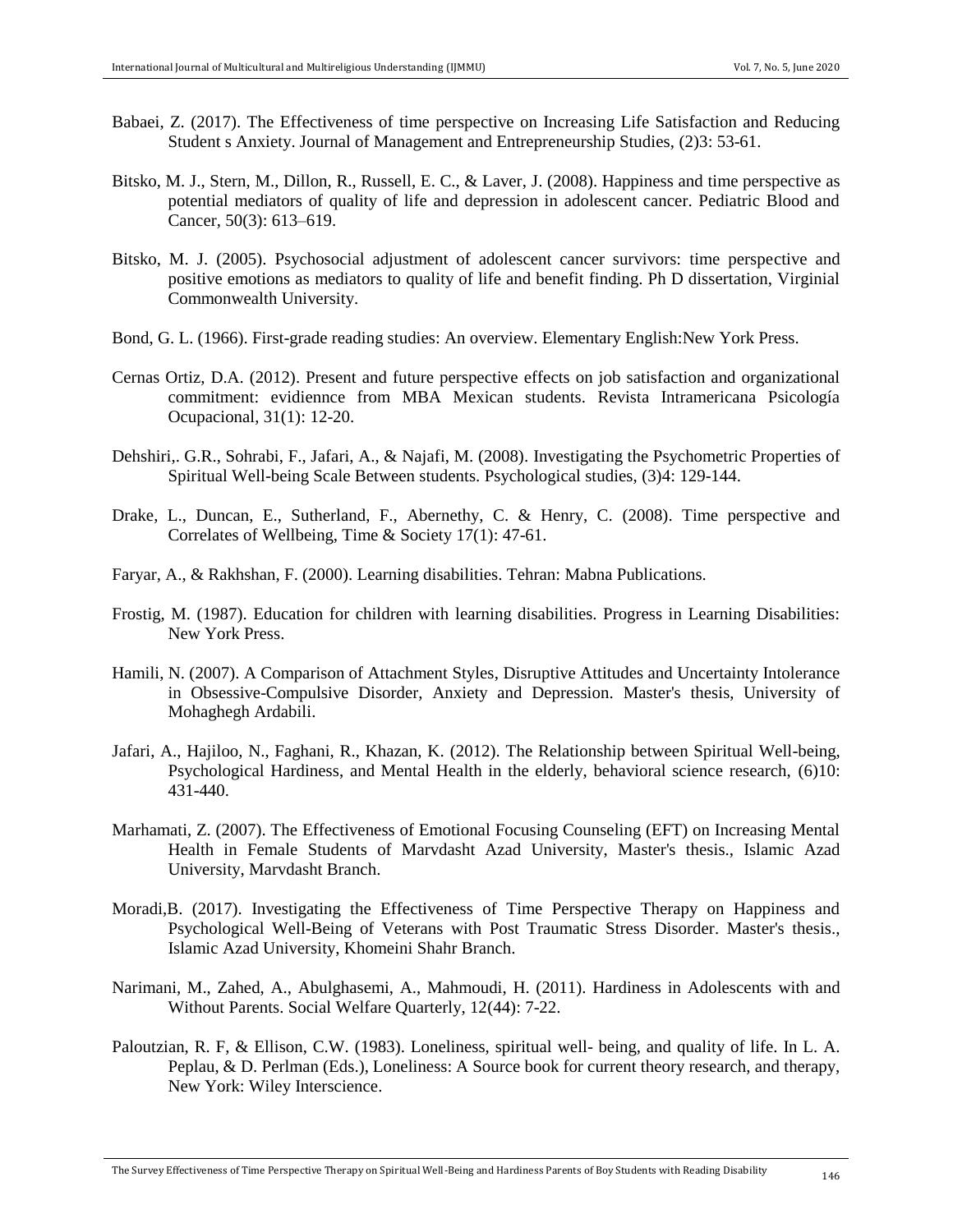Babaei, Z. (2017). The Effectiveness of time perspective on Increasing Life Satisfaction and Reducing Student s Anxiety. Journal of Management and Entrepreneurship Studies, (2)3: 53-61.

Bitsko, M. J., Stern, M., Dillon, R., Russell, E. C., & Laver, J. (2008). Happiness and time perspective as potential mediators of quality of life and depression in adolescent cancer. Pediatric Blood and Cancer, 50(3): 613–619.

Bitsko, M. J. (2005). Psychosocial adjustment of adolescent cancer survivors: time perspective and positive emotions as mediators to quality of life and benefit finding. Ph D dissertation, Virginial Commonwealth University.

Bond, G. L. (1966). First-grade reading studies: An overview. Elementary English:New York Press.

Cernas Ortiz, D.A. (2012). Present and future perspective effects on job satisfaction and organizational commitment: evidiennce from MBA Mexican students. Revista Intramericana Psicología Ocupacional, 31(1): 12-20.

Dehshiri,. G.R., Sohrabi, F., Jafari, A., & Najafi, M. (2008). Investigating the Psychometric Properties of Spiritual Well-being Scale Between students. Psychological studies, (3)4: 129-144.

Drake, L., Duncan, E., Sutherland, F., Abernethy, C. & Henry, C. (2008). Time perspective and Correlates of Wellbeing, Time & Society 17(1): 47-61.

Faryar, A., & Rakhshan, F. (2000). Learning disabilities. Tehran: Mabna Publications.

Frostig, M. (1987). Education for children with learning disabilities. Progress in Learning Disabilities: New York Press.

Hamili, N. (2007). A Comparison of Attachment Styles, Disruptive Attitudes and Uncertainty Intolerance in Obsessive-Compulsive Disorder, Anxiety and Depression. Master's thesis, University of Mohaghegh Ardabili.

Jafari, A., Hajiloo, N., Faghani, R., Khazan, K. (2012). The Relationship between Spiritual Well-being, Psychological Hardiness, and Mental Health in the elderly, behavioral science research, (6)10: 431-440.

Marhamati, Z. (2007). The Effectiveness of Emotional Focusing Counseling (EFT) on Increasing Mental Health in Female Students of Marvdasht Azad University, Master's thesis., Islamic Azad University, Marvdasht Branch.

Moradi,B. (2017). Investigating the Effectiveness of Time Perspective Therapy on Happiness and Psychological Well-Being of Veterans with Post Traumatic Stress Disorder. Master's thesis., Islamic Azad University, Khomeini Shahr Branch.

Narimani, M., Zahed, A., Abulghasemi, A., Mahmoudi, H. (2011). Hardiness in Adolescents with and Without Parents. Social Welfare Quarterly, 12(44): 7-22.

Paloutzian, R. F, & Ellison, C.W. (1983). Loneliness, spiritual well- being, and quality of life. In L. A. Peplau, & D. Perlman (Eds.), Loneliness: A Source book for current theory research, and therapy, New York: Wiley Interscience.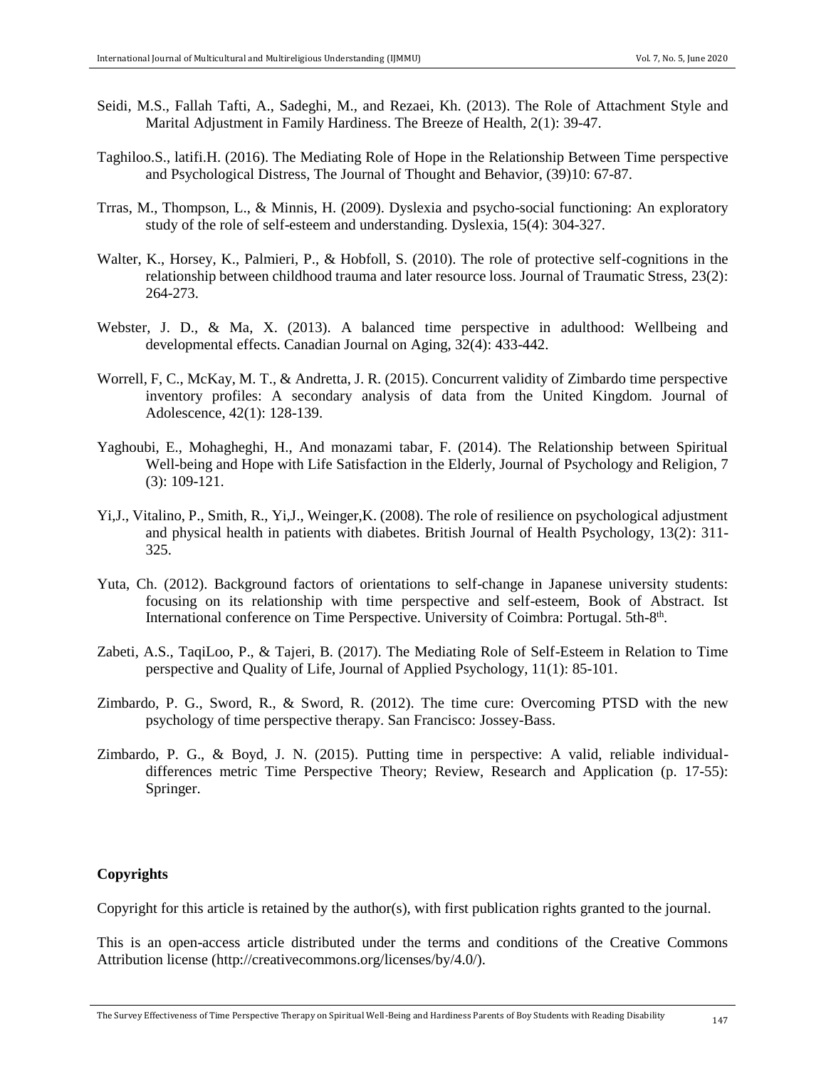Seidi, M.S., Fallah Tafti, A., Sadeghi, M., and Rezaei, Kh. (2013). The Role of Attachment Style and Marital Adjustment in Family Hardiness. The Breeze of Health, 2(1): 39-47.

Taghiloo.S., latifi.H. (2016). The Mediating Role of Hope in the Relationship Between Time perspective and Psychological Distress, The Journal of Thought and Behavior, (39)10: 67-87.

Trras, M., Thompson, L., & Minnis, H. (2009). Dyslexia and psycho-social functioning: An exploratory study of the role of self-esteem and understanding. Dyslexia, 15(4): 304-327.

Walter, K., Horsey, K., Palmieri, P., & Hobfoll, S. (2010). The role of protective self-cognitions in the relationship between childhood trauma and later resource loss. Journal of Traumatic Stress, 23(2): 264-273.

Webster, J. D., & Ma, X. (2013). A balanced time perspective in adulthood: Wellbeing and developmental effects. Canadian Journal on Aging, 32(4): 433-442.

Worrell, F, C., McKay, M. T., & Andretta, J. R. (2015). Concurrent validity of Zimbardo time perspective inventory profiles: A secondary analysis of data from the United Kingdom. Journal of Adolescence, 42(1): 128-139.

Yaghoubi, E., Mohagheghi, H., And monazami tabar, F. (2014). The Relationship between Spiritual Well-being and Hope with Life Satisfaction in the Elderly, Journal of Psychology and Religion, 7 (3): 109-121.

Yi,J., Vitalino, P., Smith, R., Yi,J., Weinger,K. (2008). The role of resilience on psychological adjustment and physical health in patients with diabetes. British Journal of Health Psychology, 13(2): 311-325.

Yuta, Ch. (2012). Background factors of orientations to self-change in Japanese university students: focusing on its relationship with time perspective and self-esteem, Book of Abstract. Ist International conference on Time Perspective. University of Coimbra: Portugal. 5th-8th.

Zabeti, A.S., TaqiLoo, P., & Tajeri, B. (2017). The Mediating Role of Self-Esteem in Relation to Time perspective and Quality of Life, Journal of Applied Psychology, 11(1): 85-101.

Zimbardo, P. G., Sword, R., & Sword, R. (2012). The time cure: Overcoming PTSD with the new psychology of time perspective therapy. San Francisco: Jossey-Bass.

Zimbardo, P. G., & Boyd, J. N. (2015). Putting time in perspective: A valid, reliable individual-differences metric Time Perspective Theory; Review, Research and Application (p. 17-55): Springer.

**Copyrights**

Copyright for this article is retained by the author(s), with first publication rights granted to the journal.

This is an open-access article distributed under the terms and conditions of the Creative Commons Attribution license (http://creativecommons.org/licenses/by/4.0/).